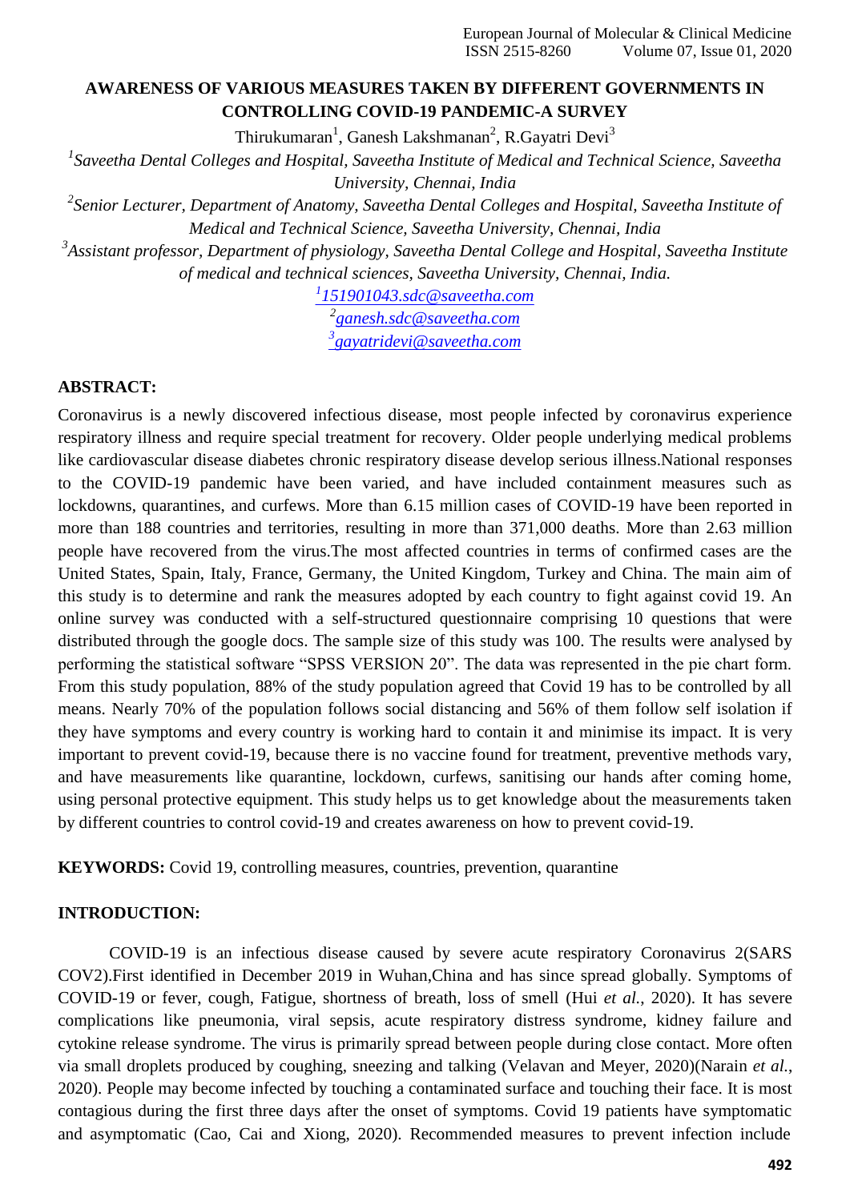# AWARENESS OF VARIOUS MEASURES TAKEN BY DIFFERENT GOVERNMENTS IN CONTROLLING COVID-19 PANDEMIC-A SURVEY

Thirukumaran[1], Ganesh Lakshmanan[2], R.Gayatri Devi[3]

[1]*Saveetha Dental Colleges and Hospital, Saveetha Institute of Medical and Technical Science, Saveetha University, Chennai, India*

[2]*Senior Lecturer, Department of Anatomy, Saveetha Dental Colleges and Hospital, Saveetha Institute of Medical and Technical Science, Saveetha University, Chennai, India*

[3]*Assistant professor, Department of physiology, Saveetha Dental College and Hospital, Saveetha Institute of medical and technical sciences, Saveetha University, Chennai, India.*

[1]151901043.sdc@saveetha.com

[2]ganesh.sdc@saveetha.com

[3]gayatridevi@saveetha.com

## ABSTRACT:

Coronavirus is a newly discovered infectious disease, most people infected by coronavirus experience respiratory illness and require special treatment for recovery. Older people underlying medical problems like cardiovascular disease diabetes chronic respiratory disease develop serious illness.National responses to the COVID-19 pandemic have been varied, and have included containment measures such as lockdowns, quarantines, and curfews. More than 6.15 million cases of COVID-19 have been reported in more than 188 countries and territories, resulting in more than 371,000 deaths. More than 2.63 million people have recovered from the virus.The most affected countries in terms of confirmed cases are the United States, Spain, Italy, France, Germany, the United Kingdom, Turkey and China. The main aim of this study is to determine and rank the measures adopted by each country to fight against covid 19. An online survey was conducted with a self-structured questionnaire comprising 10 questions that were distributed through the google docs. The sample size of this study was 100. The results were analysed by performing the statistical software "SPSS VERSION 20". The data was represented in the pie chart form. From this study population, 88% of the study population agreed that Covid 19 has to be controlled by all means. Nearly 70% of the population follows social distancing and 56% of them follow self isolation if they have symptoms and every country is working hard to contain it and minimise its impact. It is very important to prevent covid-19, because there is no vaccine found for treatment, preventive methods vary, and have measurements like quarantine, lockdown, curfews, sanitising our hands after coming home, using personal protective equipment. This study helps us to get knowledge about the measurements taken by different countries to control covid-19 and creates awareness on how to prevent covid-19.

**KEYWORDS:** Covid 19, controlling measures, countries, prevention, quarantine

## INTRODUCTION:

COVID-19 is an infectious disease caused by severe acute respiratory Coronavirus 2(SARS COV2).First identified in December 2019 in Wuhan,China and has since spread globally. Symptoms of COVID-19 or fever, cough, Fatigue, shortness of breath, loss of smell (Hui *et al.*, 2020). It has severe complications like pneumonia, viral sepsis, acute respiratory distress syndrome, kidney failure and cytokine release syndrome. The virus is primarily spread between people during close contact. More often via small droplets produced by coughing, sneezing and talking (Velavan and Meyer, 2020)(Narain *et al.*, 2020). People may become infected by touching a contaminated surface and touching their face. It is most contagious during the first three days after the onset of symptoms. Covid 19 patients have symptomatic and asymptomatic (Cao, Cai and Xiong, 2020). Recommended measures to prevent infection include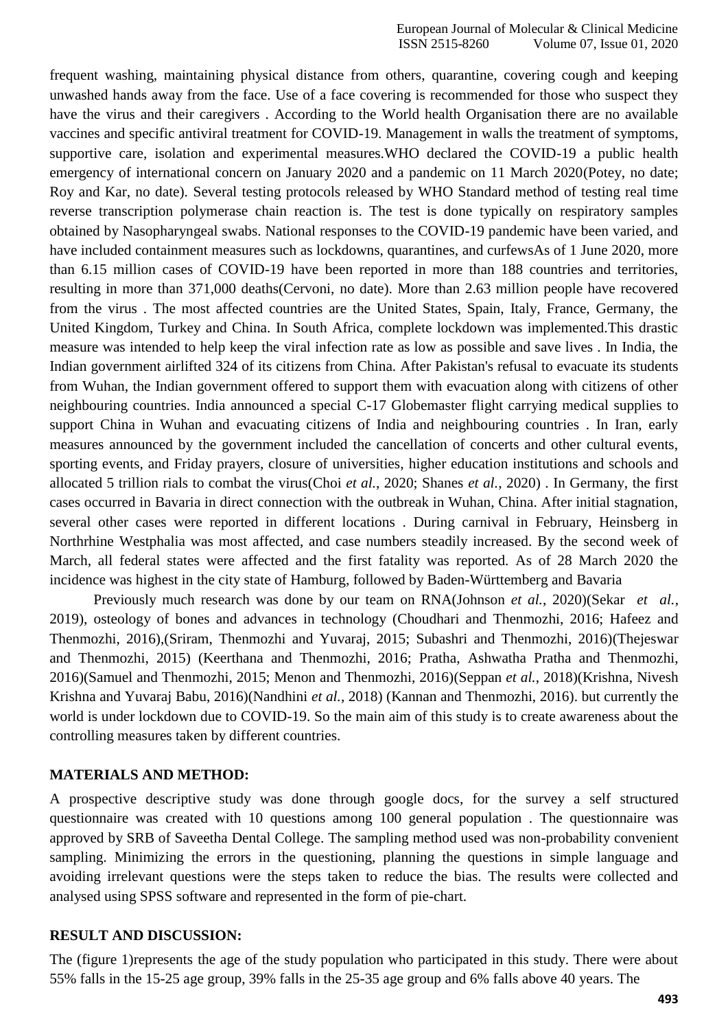frequent washing, maintaining physical distance from others, quarantine, covering cough and keeping unwashed hands away from the face. Use of a face covering is recommended for those who suspect they have the virus and their caregivers . According to the World health Organisation there are no available vaccines and specific antiviral treatment for COVID-19. Management in walls the treatment of symptoms, supportive care, isolation and experimental measures.WHO declared the COVID-19 a public health emergency of international concern on January 2020 and a pandemic on 11 March 2020(Potey, no date; Roy and Kar, no date). Several testing protocols released by WHO Standard method of testing real time reverse transcription polymerase chain reaction is. The test is done typically on respiratory samples obtained by Nasopharyngeal swabs. National responses to the COVID-19 pandemic have been varied, and have included containment measures such as lockdowns, quarantines, and curfewsAs of 1 June 2020, more than 6.15 million cases of COVID-19 have been reported in more than 188 countries and territories, resulting in more than 371,000 deaths(Cervoni, no date). More than 2.63 million people have recovered from the virus . The most affected countries are the United States, Spain, Italy, France, Germany, the United Kingdom, Turkey and China. In South Africa, complete lockdown was implemented.This drastic measure was intended to help keep the viral infection rate as low as possible and save lives . In India, the Indian government airlifted 324 of its citizens from China. After Pakistan's refusal to evacuate its students from Wuhan, the Indian government offered to support them with evacuation along with citizens of other neighbouring countries. India announced a special C-17 Globemaster flight carrying medical supplies to support China in Wuhan and evacuating citizens of India and neighbouring countries . In Iran, early measures announced by the government included the cancellation of concerts and other cultural events, sporting events, and Friday prayers, closure of universities, higher education institutions and schools and allocated 5 trillion rials to combat the virus(Choi *et al.*, 2020; Shanes *et al.*, 2020) . In Germany, the first cases occurred in Bavaria in direct connection with the outbreak in Wuhan, China. After initial stagnation, several other cases were reported in different locations . During carnival in February, Heinsberg in Northrhine Westphalia was most affected, and case numbers steadily increased. By the second week of March, all federal states were affected and the first fatality was reported. As of 28 March 2020 the incidence was highest in the city state of Hamburg, followed by Baden-Württemberg and Bavaria

Previously much research was done by our team on RNA(Johnson *et al.*, 2020)(Sekar *et al.*, 2019), osteology of bones and advances in technology (Choudhari and Thenmozhi, 2016; Hafeez and Thenmozhi, 2016),(Sriram, Thenmozhi and Yuvaraj, 2015; Subashri and Thenmozhi, 2016)(Thejeswar and Thenmozhi, 2015) (Keerthana and Thenmozhi, 2016; Pratha, Ashwatha Pratha and Thenmozhi, 2016)(Samuel and Thenmozhi, 2015; Menon and Thenmozhi, 2016)(Seppan *et al.*, 2018)(Krishna, Nivesh Krishna and Yuvaraj Babu, 2016)(Nandhini *et al.*, 2018) (Kannan and Thenmozhi, 2016). but currently the world is under lockdown due to COVID-19. So the main aim of this study is to create awareness about the controlling measures taken by different countries.

## MATERIALS AND METHOD:

A prospective descriptive study was done through google docs, for the survey a self structured questionnaire was created with 10 questions among 100 general population . The questionnaire was approved by SRB of Saveetha Dental College. The sampling method used was non-probability convenient sampling. Minimizing the errors in the questioning, planning the questions in simple language and avoiding irrelevant questions were the steps taken to reduce the bias. The results were collected and analysed using SPSS software and represented in the form of pie-chart.

## RESULT AND DISCUSSION:

The (figure 1)represents the age of the study population who participated in this study. There were about 55% falls in the 15-25 age group, 39% falls in the 25-35 age group and 6% falls above 40 years. The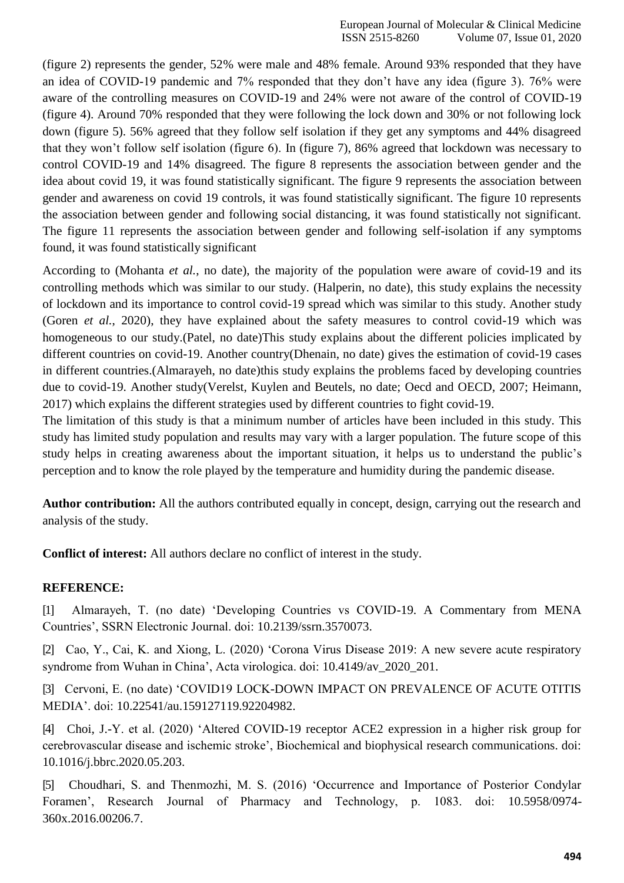(figure 2) represents the gender, 52% were male and 48% female. Around 93% responded that they have an idea of COVID-19 pandemic and 7% responded that they don't have any idea (figure 3). 76% were aware of the controlling measures on COVID-19 and 24% were not aware of the control of COVID-19 (figure 4). Around 70% responded that they were following the lock down and 30% or not following lock down (figure 5). 56% agreed that they follow self isolation if they get any symptoms and 44% disagreed that they won't follow self isolation (figure 6). In (figure 7), 86% agreed that lockdown was necessary to control COVID-19 and 14% disagreed. The figure 8 represents the association between gender and the idea about covid 19, it was found statistically significant. The figure 9 represents the association between gender and awareness on covid 19 controls, it was found statistically significant. The figure 10 represents the association between gender and following social distancing, it was found statistically not significant. The figure 11 represents the association between gender and following self-isolation if any symptoms found, it was found statistically significant

According to (Mohanta *et al.*, no date), the majority of the population were aware of covid-19 and its controlling methods which was similar to our study. (Halperin, no date), this study explains the necessity of lockdown and its importance to control covid-19 spread which was similar to this study. Another study (Goren *et al.*, 2020), they have explained about the safety measures to control covid-19 which was homogeneous to our study.(Patel, no date)This study explains about the different policies implicated by different countries on covid-19. Another country(Dhenain, no date) gives the estimation of covid-19 cases in different countries.(Almarayeh, no date)this study explains the problems faced by developing countries due to covid-19. Another study(Verelst, Kuylen and Beutels, no date; Oecd and OECD, 2007; Heimann, 2017) which explains the different strategies used by different countries to fight covid-19.

The limitation of this study is that a minimum number of articles have been included in this study. This study has limited study population and results may vary with a larger population. The future scope of this study helps in creating awareness about the important situation, it helps us to understand the public's perception and to know the role played by the temperature and humidity during the pandemic disease.

**Author contribution:** All the authors contributed equally in concept, design, carrying out the research and analysis of the study.

**Conflict of interest:** All authors declare no conflict of interest in the study.

**REFERENCE:**

[1] Almarayeh, T. (no date) 'Developing Countries vs COVID-19. A Commentary from MENA Countries', SSRN Electronic Journal. doi: 10.2139/ssrn.3570073.

[2] Cao, Y., Cai, K. and Xiong, L. (2020) 'Corona Virus Disease 2019: A new severe acute respiratory syndrome from Wuhan in China', Acta virologica. doi: 10.4149/av_2020_201.

[3] Cervoni, E. (no date) 'COVID19 LOCK-DOWN IMPACT ON PREVALENCE OF ACUTE OTITIS MEDIA'. doi: 10.22541/au.159127119.92204982.

[4] Choi, J.-Y. et al. (2020) 'Altered COVID-19 receptor ACE2 expression in a higher risk group for cerebrovascular disease and ischemic stroke', Biochemical and biophysical research communications. doi: 10.1016/j.bbrc.2020.05.203.

[5] Choudhari, S. and Thenmozhi, M. S. (2016) 'Occurrence and Importance of Posterior Condylar Foramen', Research Journal of Pharmacy and Technology, p. 1083. doi: 10.5958/0974-360x.2016.00206.7.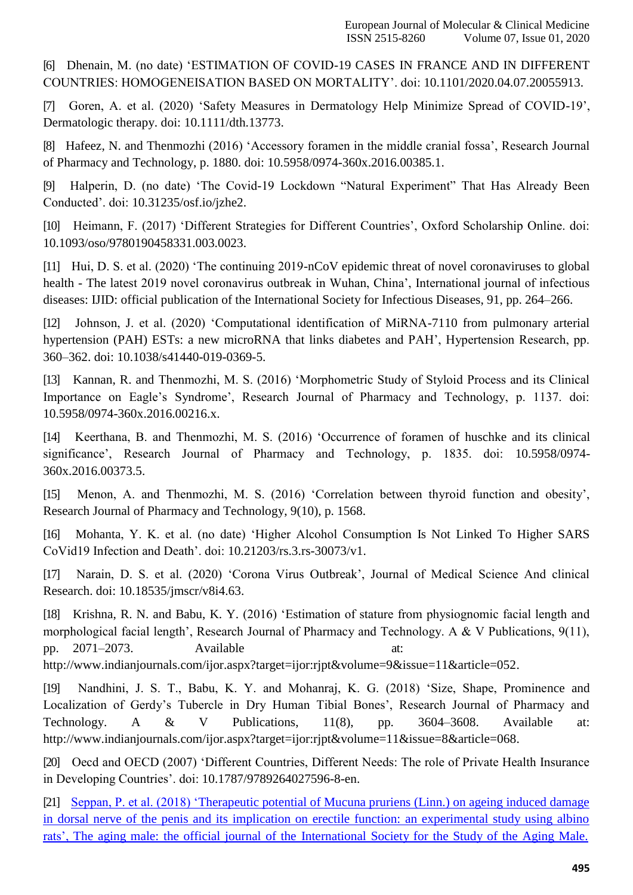[6] Dhenain, M. (no date) 'ESTIMATION OF COVID-19 CASES IN FRANCE AND IN DIFFERENT COUNTRIES: HOMOGENEISATION BASED ON MORTALITY'. doi: 10.1101/2020.04.07.20055913.

[7] Goren, A. et al. (2020) 'Safety Measures in Dermatology Help Minimize Spread of COVID-19', Dermatologic therapy. doi: 10.1111/dth.13773.

[8] Hafeez, N. and Thenmozhi (2016) 'Accessory foramen in the middle cranial fossa', Research Journal of Pharmacy and Technology, p. 1880. doi: 10.5958/0974-360x.2016.00385.1.

[9] Halperin, D. (no date) 'The Covid-19 Lockdown "Natural Experiment" That Has Already Been Conducted'. doi: 10.31235/osf.io/jzhe2.

[10] Heimann, F. (2017) 'Different Strategies for Different Countries', Oxford Scholarship Online. doi: 10.1093/oso/9780190458331.003.0023.

[11] Hui, D. S. et al. (2020) 'The continuing 2019-nCoV epidemic threat of novel coronaviruses to global health - The latest 2019 novel coronavirus outbreak in Wuhan, China', International journal of infectious diseases: IJID: official publication of the International Society for Infectious Diseases, 91, pp. 264–266.

[12] Johnson, J. et al. (2020) 'Computational identification of MiRNA-7110 from pulmonary arterial hypertension (PAH) ESTs: a new microRNA that links diabetes and PAH', Hypertension Research, pp. 360–362. doi: 10.1038/s41440-019-0369-5.

[13] Kannan, R. and Thenmozhi, M. S. (2016) 'Morphometric Study of Styloid Process and its Clinical Importance on Eagle's Syndrome', Research Journal of Pharmacy and Technology, p. 1137. doi: 10.5958/0974-360x.2016.00216.x.

[14] Keerthana, B. and Thenmozhi, M. S. (2016) 'Occurrence of foramen of huschke and its clinical significance', Research Journal of Pharmacy and Technology, p. 1835. doi: 10.5958/0974-360x.2016.00373.5.

[15] Menon, A. and Thenmozhi, M. S. (2016) 'Correlation between thyroid function and obesity', Research Journal of Pharmacy and Technology, 9(10), p. 1568.

[16] Mohanta, Y. K. et al. (no date) 'Higher Alcohol Consumption Is Not Linked To Higher SARS CoVid19 Infection and Death'. doi: 10.21203/rs.3.rs-30073/v1.

[17] Narain, D. S. et al. (2020) 'Corona Virus Outbreak', Journal of Medical Science And clinical Research. doi: 10.18535/jmscr/v8i4.63.

[18] Krishna, R. N. and Babu, K. Y. (2016) 'Estimation of stature from physiognomic facial length and morphological facial length', Research Journal of Pharmacy and Technology. A & V Publications, 9(11), pp. 2071–2073. Available at: http://www.indianjournals.com/ijor.aspx?target=ijor:rjpt&volume=9&issue=11&article=052.

[19] Nandhini, J. S. T., Babu, K. Y. and Mohanraj, K. G. (2018) 'Size, Shape, Prominence and Localization of Gerdy's Tubercle in Dry Human Tibial Bones', Research Journal of Pharmacy and Technology. A & V Publications, 11(8), pp. 3604–3608. Available at: http://www.indianjournals.com/ijor.aspx?target=ijor:rjpt&volume=11&issue=8&article=068.

[20] Oecd and OECD (2007) 'Different Countries, Different Needs: The role of Private Health Insurance in Developing Countries'. doi: 10.1787/9789264027596-8-en.

[21] Seppan, P. et al. (2018) 'Therapeutic potential of Mucuna pruriens (Linn.) on ageing induced damage in dorsal nerve of the penis and its implication on erectile function: an experimental study using albino rats', The aging male: the official journal of the International Society for the Study of the Aging Male.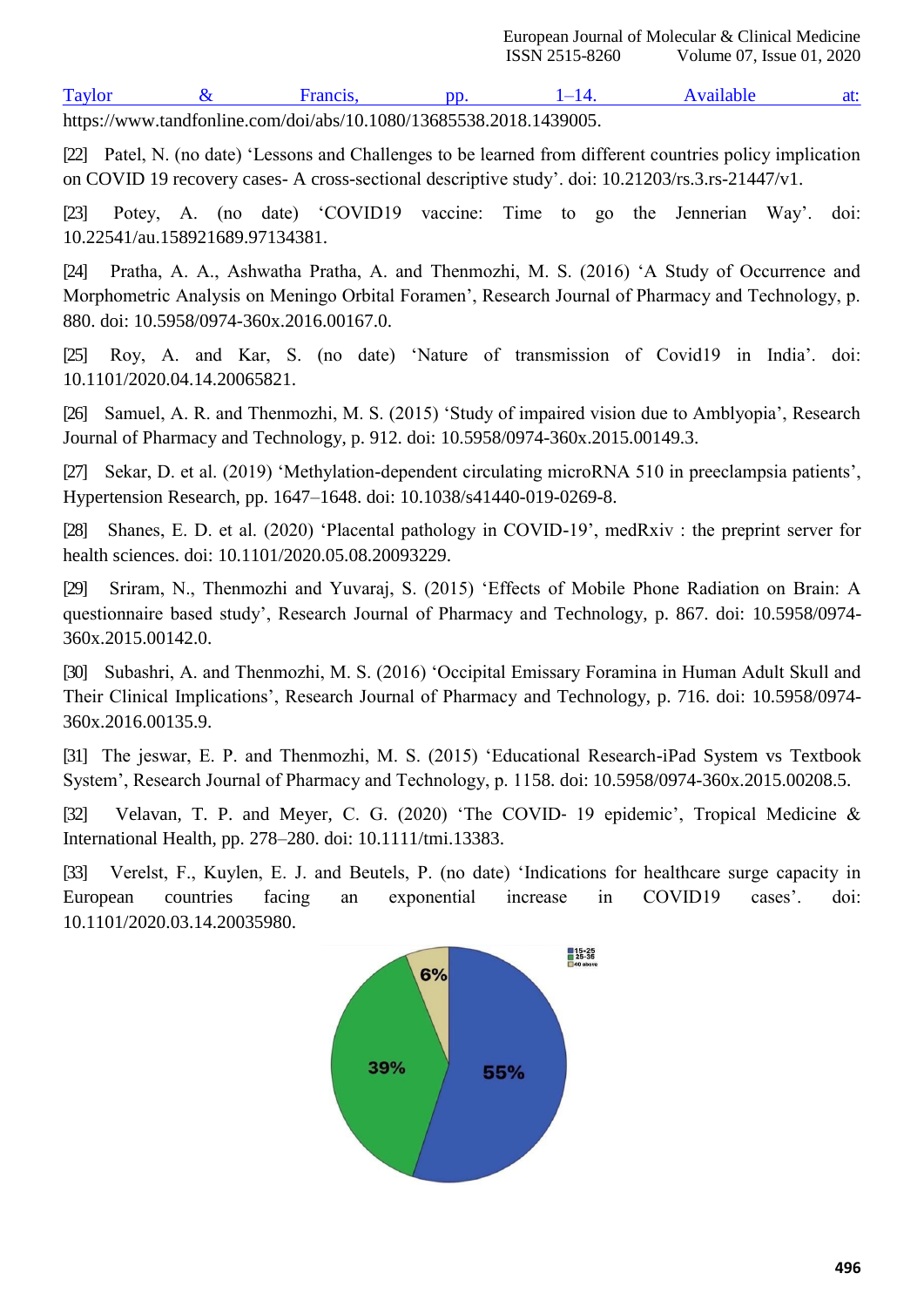Taylor & Francis, pp. 1–14. Available at: https://www.tandfonline.com/doi/abs/10.1080/13685538.2018.1439005.

[22] Patel, N. (no date) 'Lessons and Challenges to be learned from different countries policy implication on COVID 19 recovery cases- A cross-sectional descriptive study'. doi: 10.21203/rs.3.rs-21447/v1.

[23] Potey, A. (no date) 'COVID19 vaccine: Time to go the Jennerian Way'. doi: 10.22541/au.158921689.97134381.

[24] Pratha, A. A., Ashwatha Pratha, A. and Thenmozhi, M. S. (2016) 'A Study of Occurrence and Morphometric Analysis on Meningo Orbital Foramen', Research Journal of Pharmacy and Technology, p. 880. doi: 10.5958/0974-360x.2016.00167.0.

[25] Roy, A. and Kar, S. (no date) 'Nature of transmission of Covid19 in India'. doi: 10.1101/2020.04.14.20065821.

[26] Samuel, A. R. and Thenmozhi, M. S. (2015) 'Study of impaired vision due to Amblyopia', Research Journal of Pharmacy and Technology, p. 912. doi: 10.5958/0974-360x.2015.00149.3.

[27] Sekar, D. et al. (2019) 'Methylation-dependent circulating microRNA 510 in preeclampsia patients', Hypertension Research, pp. 1647–1648. doi: 10.1038/s41440-019-0269-8.

[28] Shanes, E. D. et al. (2020) 'Placental pathology in COVID-19', medRxiv : the preprint server for health sciences. doi: 10.1101/2020.05.08.20093229.

[29] Sriram, N., Thenmozhi and Yuvaraj, S. (2015) 'Effects of Mobile Phone Radiation on Brain: A questionnaire based study', Research Journal of Pharmacy and Technology, p. 867. doi: 10.5958/0974-360x.2015.00142.0.

[30] Subashri, A. and Thenmozhi, M. S. (2016) 'Occipital Emissary Foramina in Human Adult Skull and Their Clinical Implications', Research Journal of Pharmacy and Technology, p. 716. doi: 10.5958/0974-360x.2016.00135.9.

[31] The jeswar, E. P. and Thenmozhi, M. S. (2015) 'Educational Research-iPad System vs Textbook System', Research Journal of Pharmacy and Technology, p. 1158. doi: 10.5958/0974-360x.2015.00208.5.

[32] Velavan, T. P. and Meyer, C. G. (2020) 'The COVID- 19 epidemic', Tropical Medicine & International Health, pp. 278–280. doi: 10.1111/tmi.13383.

[33] Verelst, F., Kuylen, E. J. and Beutels, P. (no date) 'Indications for healthcare surge capacity in European countries facing an exponential increase in COVID19 cases'. doi: 10.1101/2020.03.14.20035980.

15-25 | 25-35 | 40 above

6% | 39% | 55%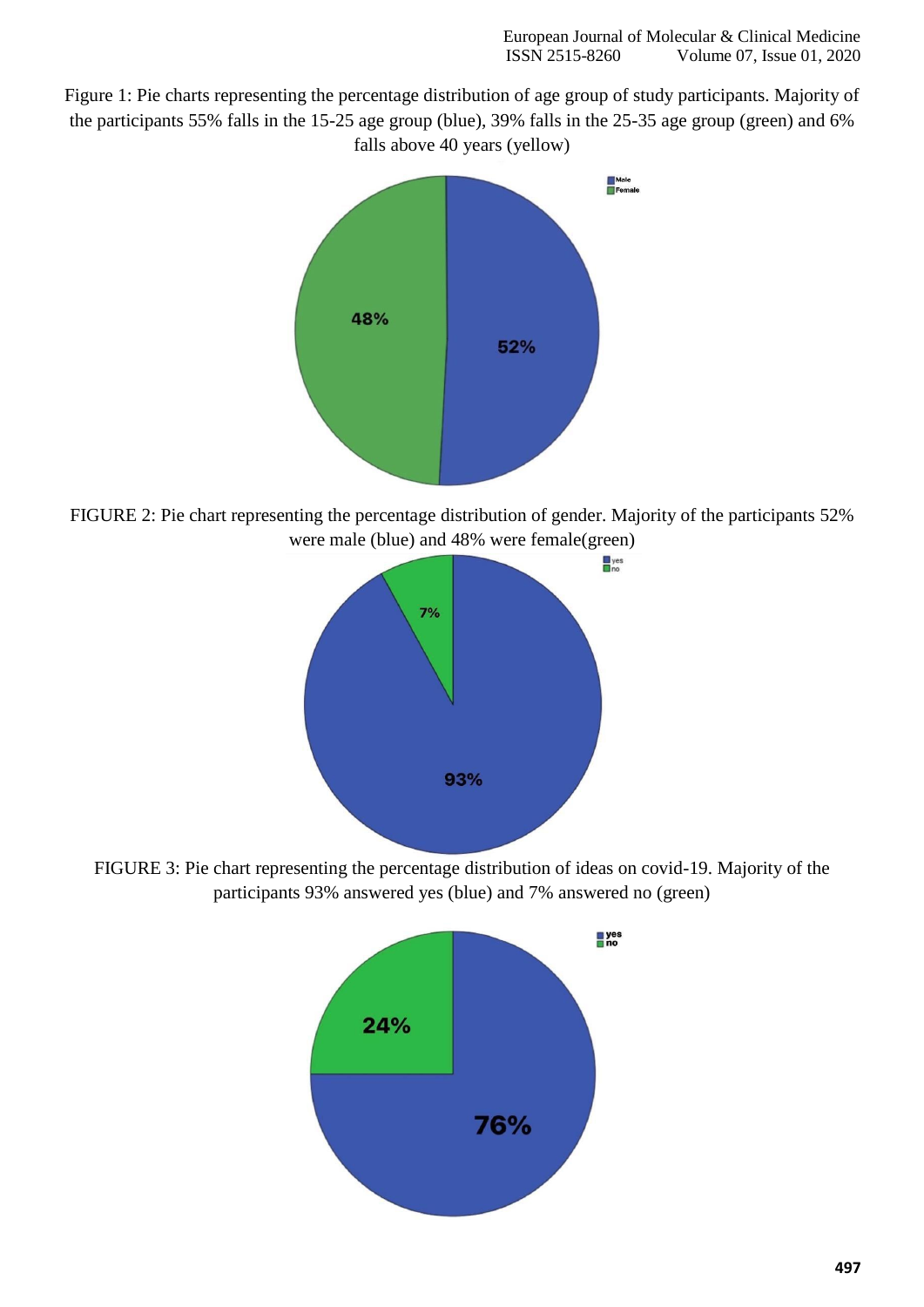Figure 1: Pie charts representing the percentage distribution of age group of study participants. Majority of the participants 55% falls in the 15-25 age group (blue), 39% falls in the 25-35 age group (green) and 6% falls above 40 years (yellow)

FIGURE 2: Pie chart representing the percentage distribution of gender. Majority of the participants 52% were male (blue) and 48% were female(green)

FIGURE 3: Pie chart representing the percentage distribution of ideas on covid-19. Majority of the participants 93% answered yes (blue) and 7% answered no (green)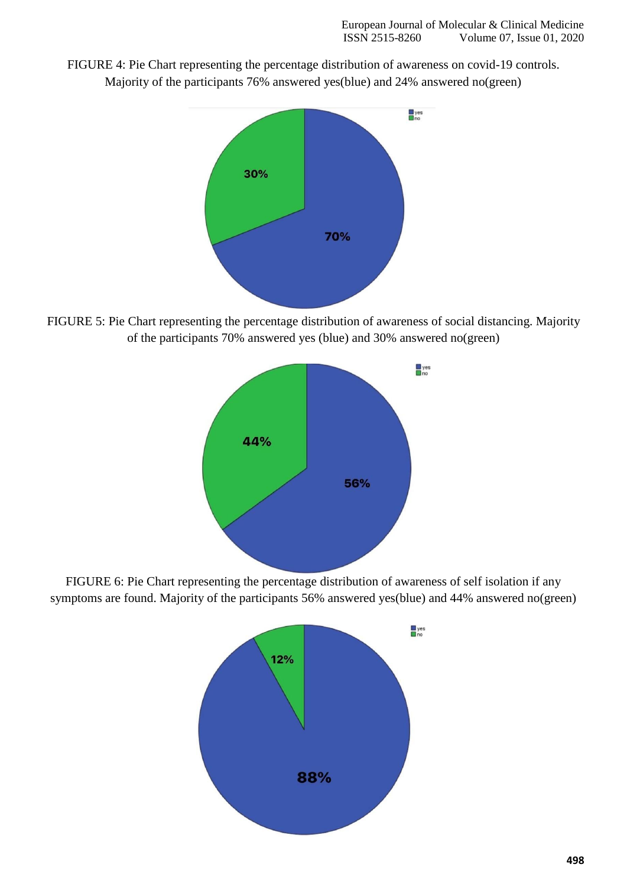FIGURE 4: Pie Chart representing the percentage distribution of awareness on covid-19 controls. Majority of the participants 76% answered yes(blue) and 24% answered no(green)

FIGURE 5: Pie Chart representing the percentage distribution of awareness of social distancing. Majority of the participants 70% answered yes (blue) and 30% answered no(green)

FIGURE 6: Pie Chart representing the percentage distribution of awareness of self isolation if any symptoms are found. Majority of the participants 56% answered yes(blue) and 44% answered no(green)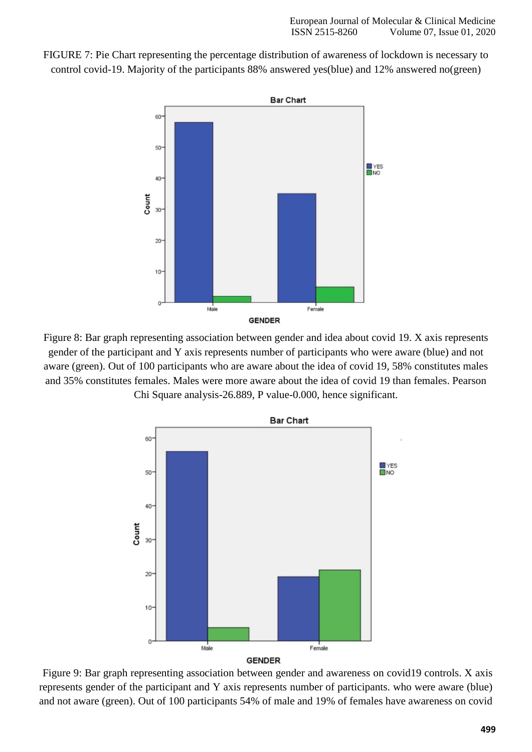FIGURE 7: Pie Chart representing the percentage distribution of awareness of lockdown is necessary to control covid-19. Majority of the participants 88% answered yes(blue) and 12% answered no(green)

Figure 8: Bar graph representing association between gender and idea about covid 19. X axis represents gender of the participant and Y axis represents number of participants who were aware (blue) and not aware (green). Out of 100 participants who are aware about the idea of covid 19, 58% constitutes males and 35% constitutes females. Males were more aware about the idea of covid 19 than females. Pearson Chi Square analysis-26.889, P value-0.000, hence significant.

Figure 9: Bar graph representing association between gender and awareness on covid19 controls. X axis represents gender of the participant and Y axis represents number of participants. who were aware (blue) and not aware (green). Out of 100 participants 54% of male and 19% of females have awareness on covid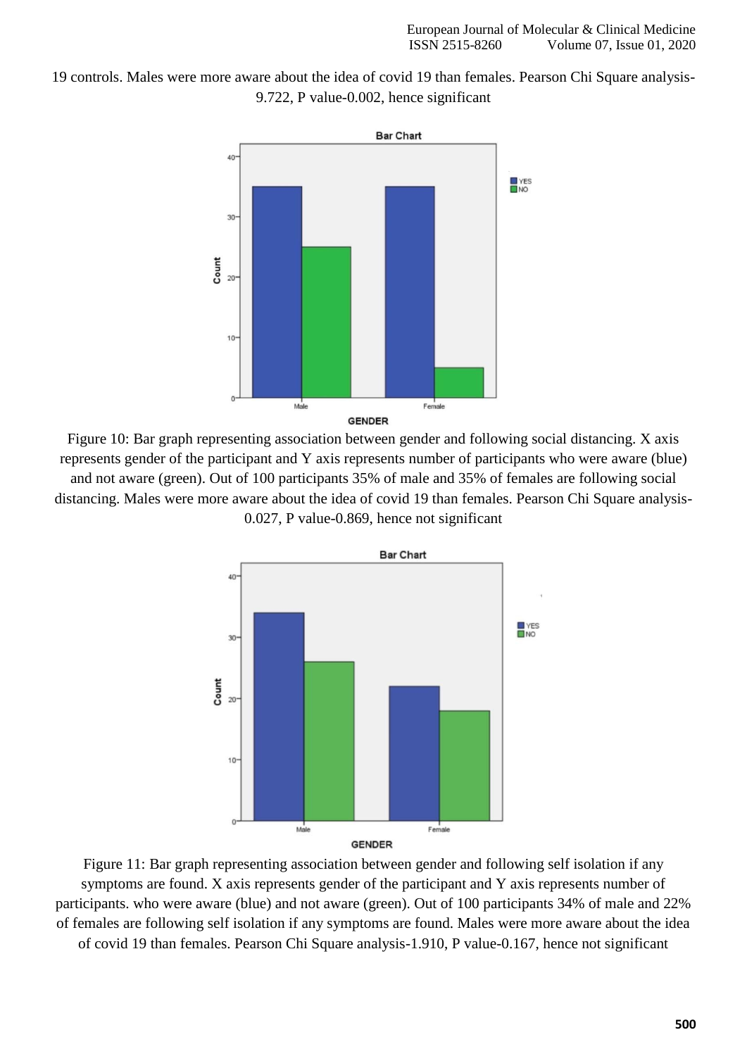19 controls. Males were more aware about the idea of covid 19 than females. Pearson Chi Square analysis-9.722, P value-0.002, hence significant

Bar Chart

Count

40
30
20
10
0

Male
Female

GENDER

YES
NO

Figure 10: Bar graph representing association between gender and following social distancing. X axis represents gender of the participant and Y axis represents number of participants who were aware (blue) and not aware (green). Out of 100 participants 35% of male and 35% of females are following social distancing. Males were more aware about the idea of covid 19 than females. Pearson Chi Square analysis-0.027, P value-0.869, hence not significant

Bar Chart

Count

40
30
20
10
0

Male
Female

GENDER

YES
NO

Figure 11: Bar graph representing association between gender and following self isolation if any symptoms are found. X axis represents gender of the participant and Y axis represents number of participants. who were aware (blue) and not aware (green). Out of 100 participants 34% of male and 22% of females are following self isolation if any symptoms are found. Males were more aware about the idea of covid 19 than females. Pearson Chi Square analysis-1.910, P value-0.167, hence not significant